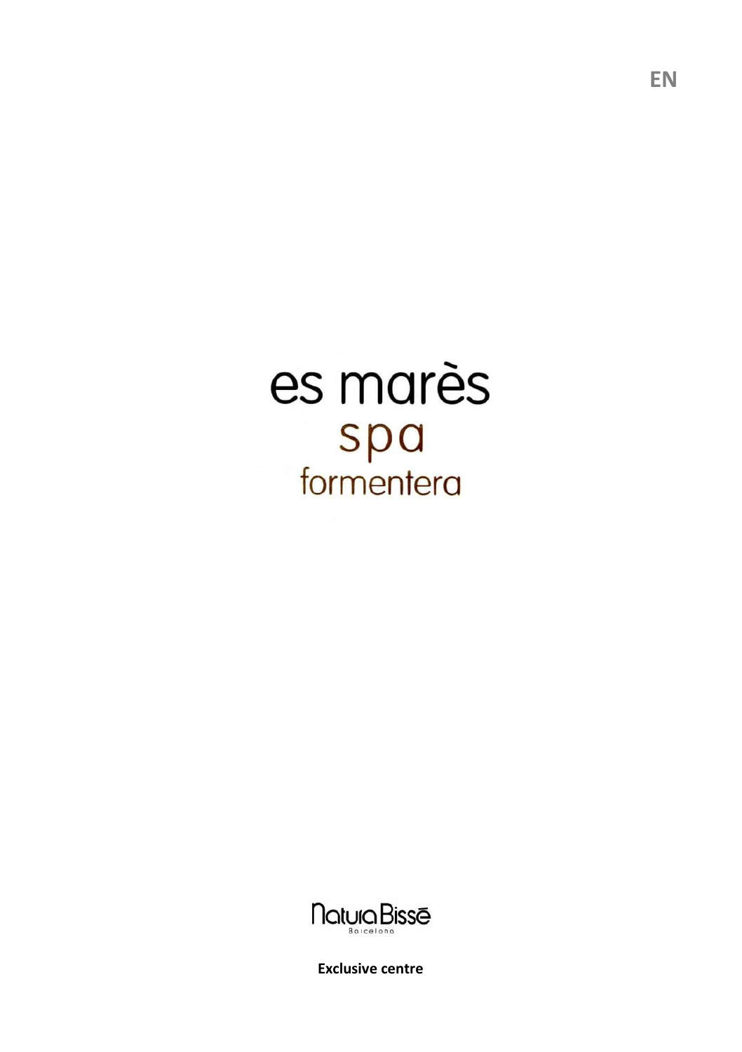EN

# es marès
## spa
### formentera

Natura Bissé
Barcelona

**Exclusive centre**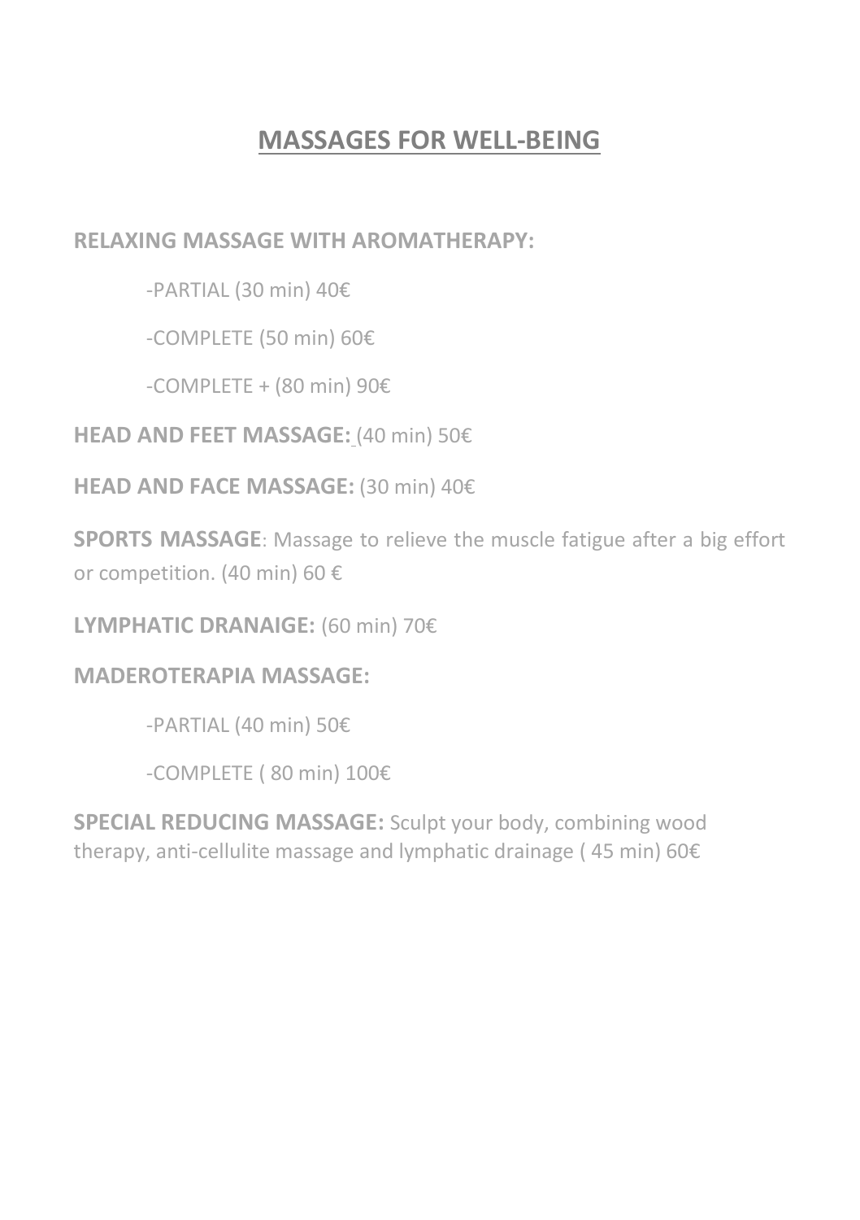# MASSAGES FOR WELL-BEING

**RELAXING MASSAGE WITH AROMATHERAPY:**

- -PARTIAL (30 min) 40€
- -COMPLETE (50 min) 60€
- -COMPLETE + (80 min) 90€

**HEAD AND FEET MASSAGE:** (40 min) 50€

**HEAD AND FACE MASSAGE:** (30 min) 40€

**SPORTS MASSAGE**: Massage to relieve the muscle fatigue after a big effort or competition. (40 min) 60 €

**LYMPHATIC DRANAIGE:** (60 min) 70€

**MADEROTERAPIA MASSAGE:**

- -PARTIAL (40 min) 50€
- -COMPLETE ( 80 min) 100€

**SPECIAL REDUCING MASSAGE:** Sculpt your body, combining wood therapy, anti-cellulite massage and lymphatic drainage ( 45 min) 60€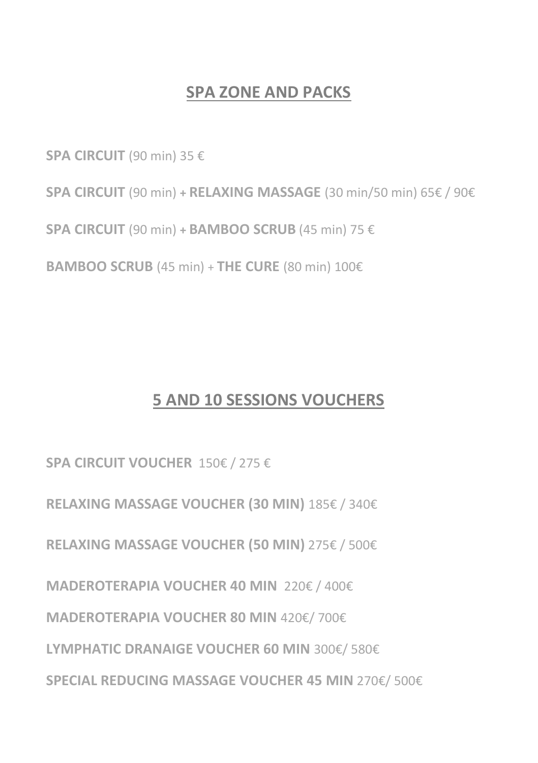## SPA ZONE AND PACKS

**SPA CIRCUIT** (90 min) 35 €

**SPA CIRCUIT** (90 min) + **RELAXING MASSAGE** (30 min/50 min) 65€ / 90€

**SPA CIRCUIT** (90 min) + **BAMBOO SCRUB** (45 min) 75 €

**BAMBOO SCRUB** (45 min) + **THE CURE** (80 min) 100€

## 5 AND 10 SESSIONS VOUCHERS

**SPA CIRCUIT VOUCHER** 150€ / 275 €

**RELAXING MASSAGE VOUCHER (30 MIN)** 185€ / 340€

**RELAXING MASSAGE VOUCHER (50 MIN)** 275€ / 500€

**MADEROTERAPIA VOUCHER 40 MIN** 220€ / 400€

**MADEROTERAPIA VOUCHER 80 MIN** 420€/ 700€

**LYMPHATIC DRANAIGE VOUCHER 60 MIN** 300€/ 580€

**SPECIAL REDUCING MASSAGE VOUCHER 45 MIN** 270€/ 500€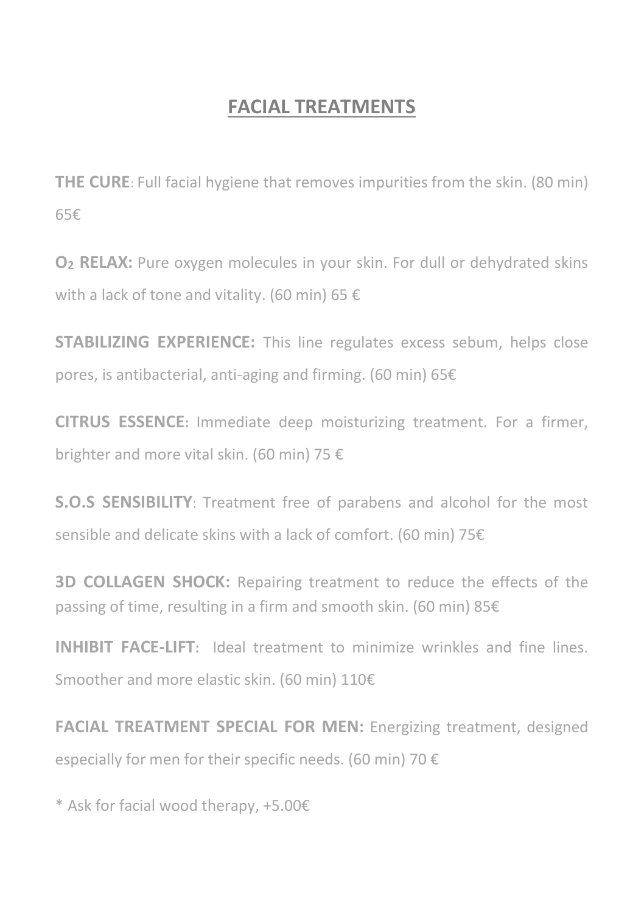## FACIAL TREATMENTS

**THE CURE**: Full facial hygiene that removes impurities from the skin. (80 min) 65€

**$O_2$ RELAX:** Pure oxygen molecules in your skin. For dull or dehydrated skins with a lack of tone and vitality. (60 min) 65 €

**STABILIZING EXPERIENCE:** This line regulates excess sebum, helps close pores, is antibacterial, anti-aging and firming. (60 min) 65€

**CITRUS ESSENCE:** Immediate deep moisturizing treatment. For a firmer, brighter and more vital skin. (60 min) 75 €

**S.O.S SENSIBILITY**: Treatment free of parabens and alcohol for the most sensible and delicate skins with a lack of comfort. (60 min) 75€

**3D COLLAGEN SHOCK:** Repairing treatment to reduce the effects of the passing of time, resulting in a firm and smooth skin. (60 min) 85€

**INHIBIT FACE-LIFT:** Ideal treatment to minimize wrinkles and fine lines. Smoother and more elastic skin. (60 min) 110€

**FACIAL TREATMENT SPECIAL FOR MEN:** Energizing treatment, designed especially for men for their specific needs. (60 min) 70 €

* Ask for facial wood therapy, +5.00€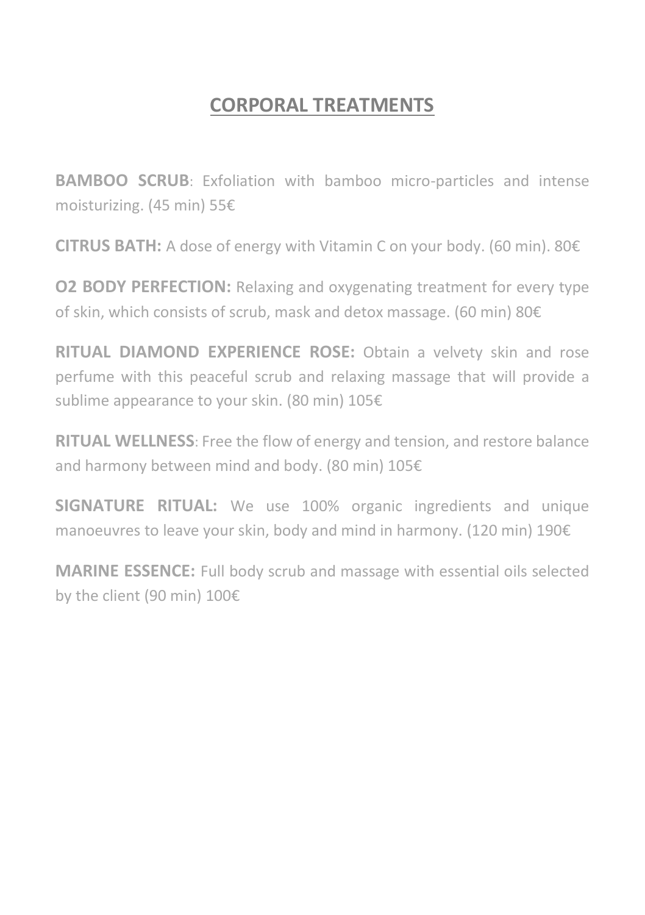# CORPORAL TREATMENTS

**BAMBOO SCRUB**: Exfoliation with bamboo micro-particles and intense moisturizing. (45 min) 55€

**CITRUS BATH:** A dose of energy with Vitamin C on your body. (60 min). 80€

**O2 BODY PERFECTION:** Relaxing and oxygenating treatment for every type of skin, which consists of scrub, mask and detox massage. (60 min) 80€

**RITUAL DIAMOND EXPERIENCE ROSE:** Obtain a velvety skin and rose perfume with this peaceful scrub and relaxing massage that will provide a sublime appearance to your skin. (80 min) 105€

**RITUAL WELLNESS**: Free the flow of energy and tension, and restore balance and harmony between mind and body. (80 min) 105€

**SIGNATURE RITUAL:** We use 100% organic ingredients and unique manoeuvres to leave your skin, body and mind in harmony. (120 min) 190€

**MARINE ESSENCE:** Full body scrub and massage with essential oils selected by the client (90 min) 100€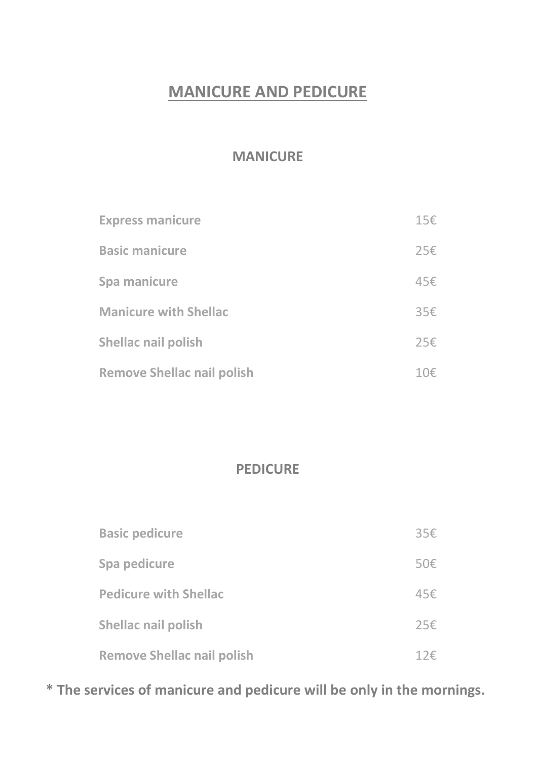# MANICURE AND PEDICURE

## MANICURE

| | |
|---|---|
| **Express manicure** | 15€ |
| **Basic manicure** | 25€ |
| **Spa manicure** | 45€ |
| **Manicure with Shellac** | 35€ |
| **Shellac nail polish** | 25€ |
| **Remove Shellac nail polish** | 10€ |

## PEDICURE

| | |
|---|---|
| **Basic pedicure** | 35€ |
| **Spa pedicure** | 50€ |
| **Pedicure with Shellac** | 45€ |
| **Shellac nail polish** | 25€ |
| **Remove Shellac nail polish** | 12€ |

**\* The services of manicure and pedicure will be only in the mornings.**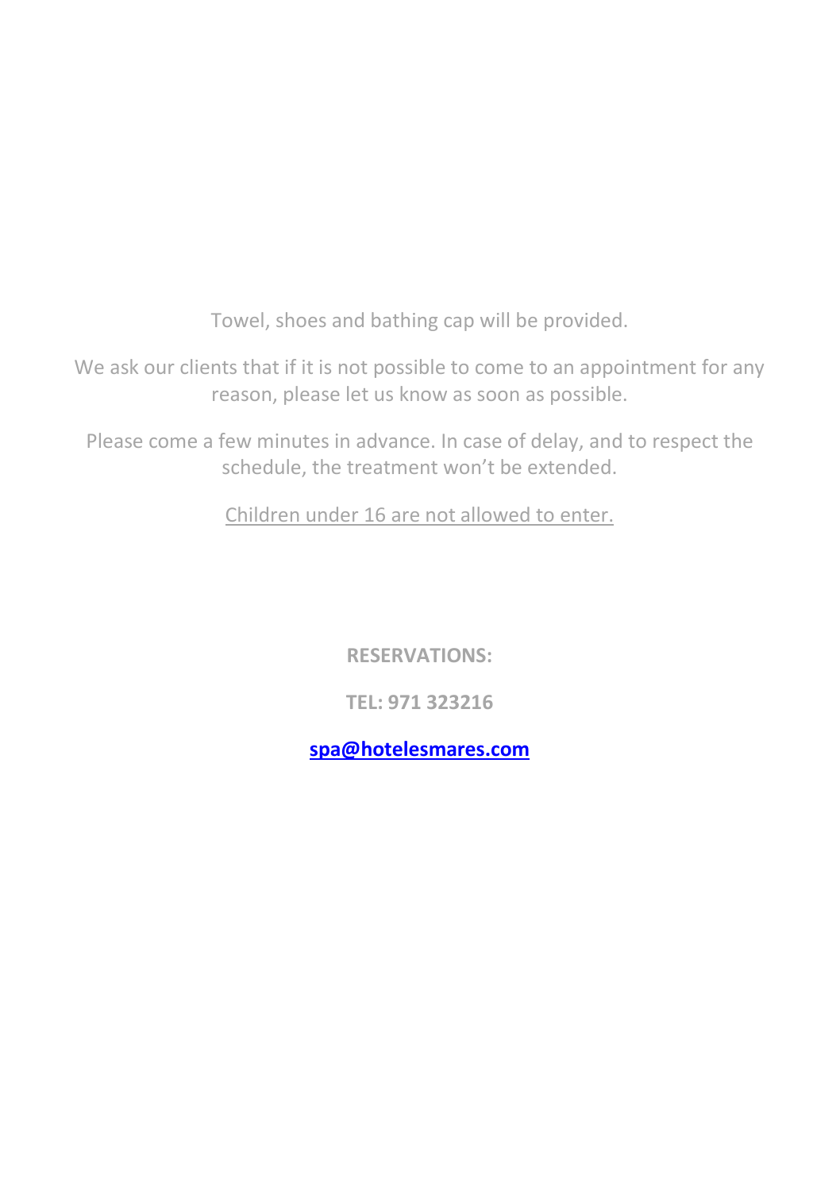Towel, shoes and bathing cap will be provided.

We ask our clients that if it is not possible to come to an appointment for any reason, please let us know as soon as possible.

Please come a few minutes in advance. In case of delay, and to respect the schedule, the treatment won't be extended.

Children under 16 are not allowed to enter.

**RESERVATIONS:**

**TEL: 971 323216**

**spa@hotelesmares.com**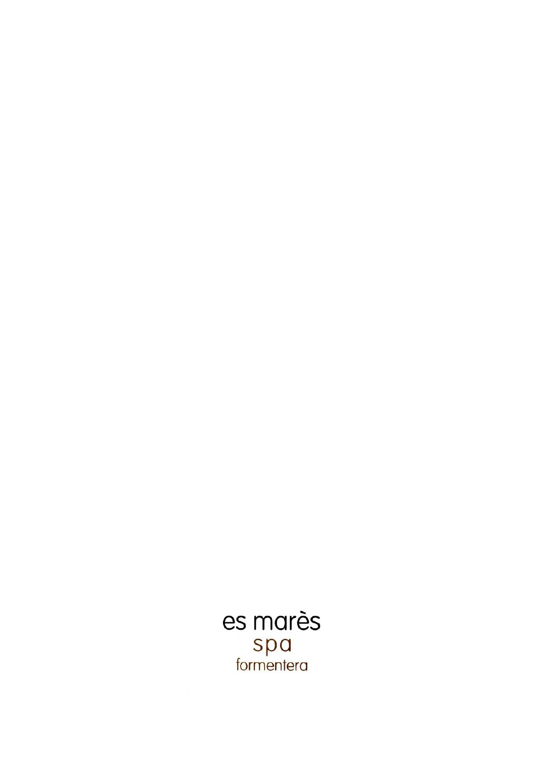es marès

spa

formentera